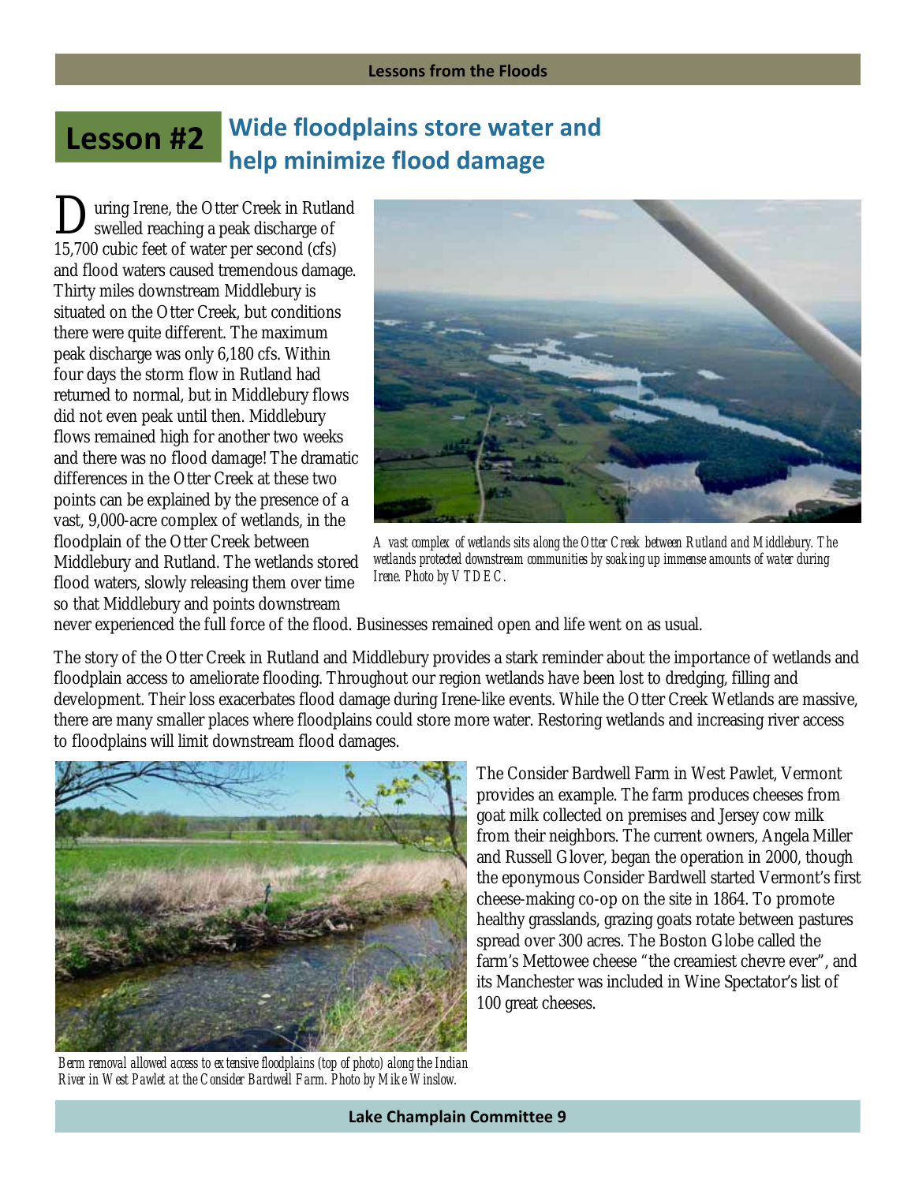# Lesson #2 Wide floodplains store water and help minimize flood damage

During Irene, the Otter Creek in Rutland swelled reaching a peak discharge of 15,700 cubic feet of water per second (cfs) and flood waters caused tremendous damage. Thirty miles downstream Middlebury is situated on the Otter Creek, but conditions there were quite different. The maximum peak discharge was only 6,180 cfs. Within four days the storm flow in Rutland had returned to normal, but in Middlebury flows did not even peak until then. Middlebury flows remained high for another two weeks and there was no flood damage! The dramatic differences in the Otter Creek at these two points can be explained by the presence of a vast, 9,000-acre complex of wetlands, in the floodplain of the Otter Creek between Middlebury and Rutland. The wetlands stored flood waters, slowly releasing them over time so that Middlebury and points downstream never experienced the full force of the flood. Businesses remained open and life went on as usual.

*A vast complex of wetlands sits along the Otter Creek between Rutland and Middlebury. The wetlands protected downstream communities by soaking up immense amounts of water during Irene. Photo by VTDEC.*

The story of the Otter Creek in Rutland and Middlebury provides a stark reminder about the importance of wetlands and floodplain access to ameliorate flooding. Throughout our region wetlands have been lost to dredging, filling and development. Their loss exacerbates flood damage during Irene-like events. While the Otter Creek Wetlands are massive, there are many smaller places where floodplains could store more water. Restoring wetlands and increasing river access to floodplains will limit downstream flood damages.

The Consider Bardwell Farm in West Pawlet, Vermont provides an example. The farm produces cheeses from goat milk collected on premises and Jersey cow milk from their neighbors. The current owners, Angela Miller and Russell Glover, began the operation in 2000, though the eponymous Consider Bardwell started Vermont's first cheese-making co-op on the site in 1864. To promote healthy grasslands, grazing goats rotate between pastures spread over 300 acres. The Boston Globe called the farm's Mettowee cheese "the creamiest chevre ever", and its Manchester was included in Wine Spectator's list of 100 great cheeses.

*Berm removal allowed access to extensive floodplains (top of photo) along the Indian River in West Pawlet at the Consider Bardwell Farm. Photo by Mike Winslow.*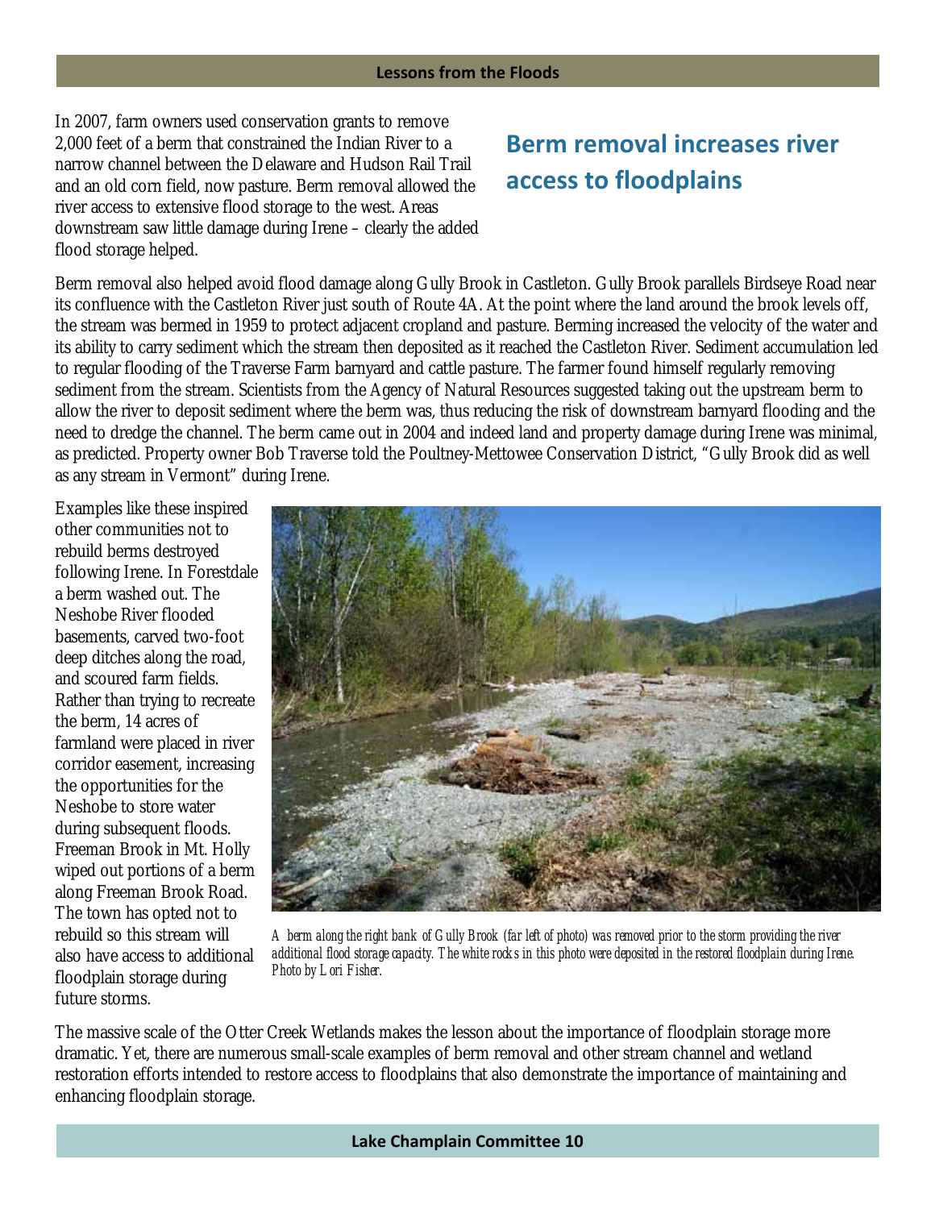## Berm removal increases river access to floodplains

In 2007, farm owners used conservation grants to remove 2,000 feet of a berm that constrained the Indian River to a narrow channel between the Delaware and Hudson Rail Trail and an old corn field, now pasture. Berm removal allowed the river access to extensive flood storage to the west. Areas downstream saw little damage during Irene – clearly the added flood storage helped.

Berm removal also helped avoid flood damage along Gully Brook in Castleton. Gully Brook parallels Birdseye Road near its confluence with the Castleton River just south of Route 4A. At the point where the land around the brook levels off, the stream was bermed in 1959 to protect adjacent cropland and pasture. Berming increased the velocity of the water and its ability to carry sediment which the stream then deposited as it reached the Castleton River. Sediment accumulation led to regular flooding of the Traverse Farm barnyard and cattle pasture. The farmer found himself regularly removing sediment from the stream. Scientists from the Agency of Natural Resources suggested taking out the upstream berm to allow the river to deposit sediment where the berm was, thus reducing the risk of downstream barnyard flooding and the need to dredge the channel. The berm came out in 2004 and indeed land and property damage during Irene was minimal, as predicted. Property owner Bob Traverse told the Poultney-Mettowee Conservation District, "Gully Brook did as well as any stream in Vermont" during Irene.

Examples like these inspired other communities not to rebuild berms destroyed following Irene. In Forestdale a berm washed out. The Neshobe River flooded basements, carved two-foot deep ditches along the road, and scoured farm fields. Rather than trying to recreate the berm, 14 acres of farmland were placed in river corridor easement, increasing the opportunities for the Neshobe to store water during subsequent floods. Freeman Brook in Mt. Holly wiped out portions of a berm along Freeman Brook Road. The town has opted not to rebuild so this stream will also have access to additional floodplain storage during future storms.

*A berm along the right bank of Gully Brook (far left of photo) was removed prior to the storm providing the river additional flood storage capacity. The white rocks in this photo were deposited in the restored floodplain during Irene. Photo by Lori Fisher.*

The massive scale of the Otter Creek Wetlands makes the lesson about the importance of floodplain storage more dramatic. Yet, there are numerous small-scale examples of berm removal and other stream channel and wetland restoration efforts intended to restore access to floodplains that also demonstrate the importance of maintaining and enhancing floodplain storage.